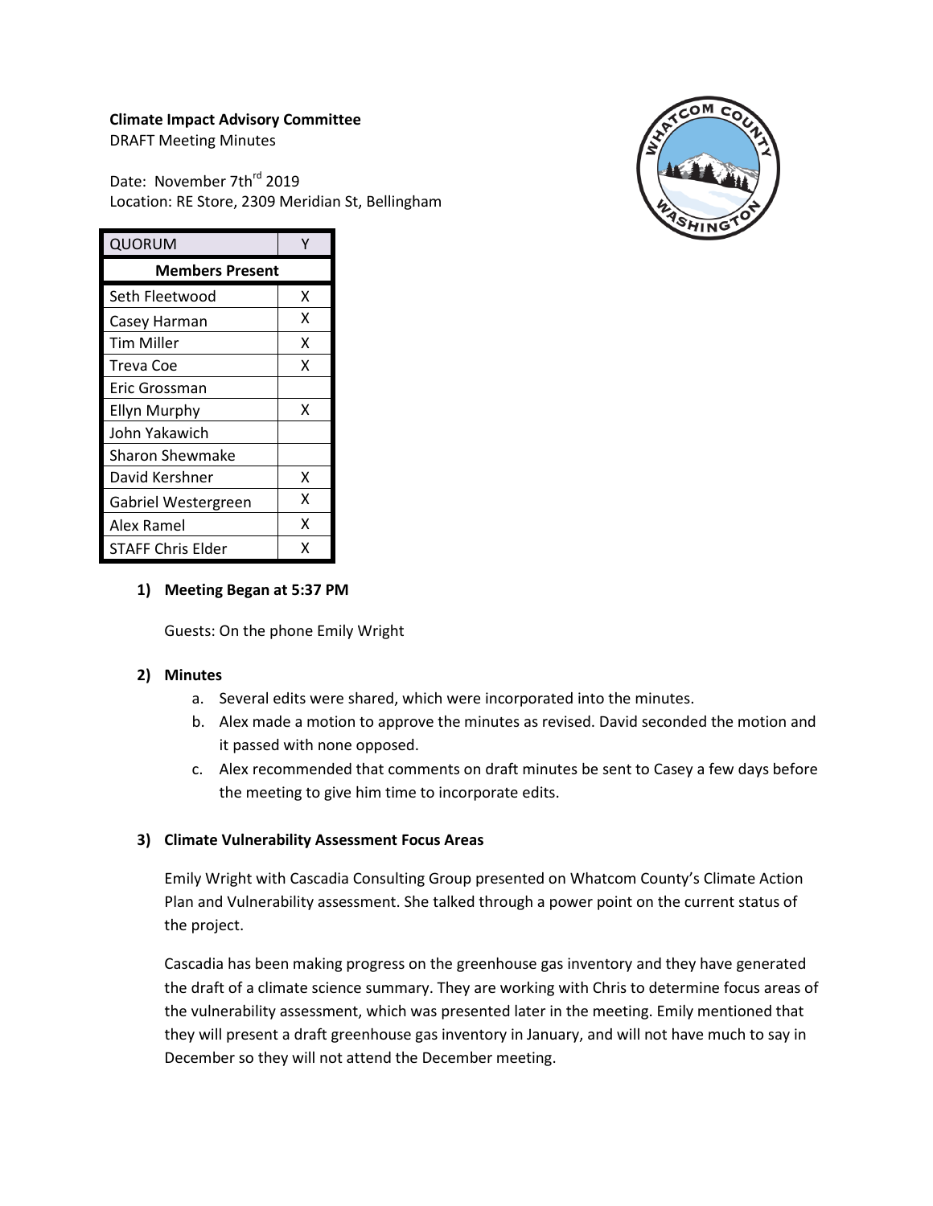**Climate Impact Advisory Committee**
DRAFT Meeting Minutes

Date: November 7th[rd] 2019
Location: RE Store, 2309 Meridian St, Bellingham

| QUORUM | Y |
|---|---|
| **Members Present** | |
| Seth Fleetwood | X |
| Casey Harman | X |
| Tim Miller | X |
| Treva Coe | X |
| Eric Grossman | |
| Ellyn Murphy | X |
| John Yakawich | |
| Sharon Shewmake | |
| David Kershner | X |
| Gabriel Westergreen | X |
| Alex Ramel | X |
| STAFF Chris Elder | X |

**1) Meeting Began at 5:37 PM**

Guests: On the phone Emily Wright

**2) Minutes**

a. Several edits were shared, which were incorporated into the minutes.
b. Alex made a motion to approve the minutes as revised. David seconded the motion and it passed with none opposed.
c. Alex recommended that comments on draft minutes be sent to Casey a few days before the meeting to give him time to incorporate edits.

**3) Climate Vulnerability Assessment Focus Areas**

Emily Wright with Cascadia Consulting Group presented on Whatcom County's Climate Action Plan and Vulnerability assessment. She talked through a power point on the current status of the project.

Cascadia has been making progress on the greenhouse gas inventory and they have generated the draft of a climate science summary. They are working with Chris to determine focus areas of the vulnerability assessment, which was presented later in the meeting. Emily mentioned that they will present a draft greenhouse gas inventory in January, and will not have much to say in December so they will not attend the December meeting.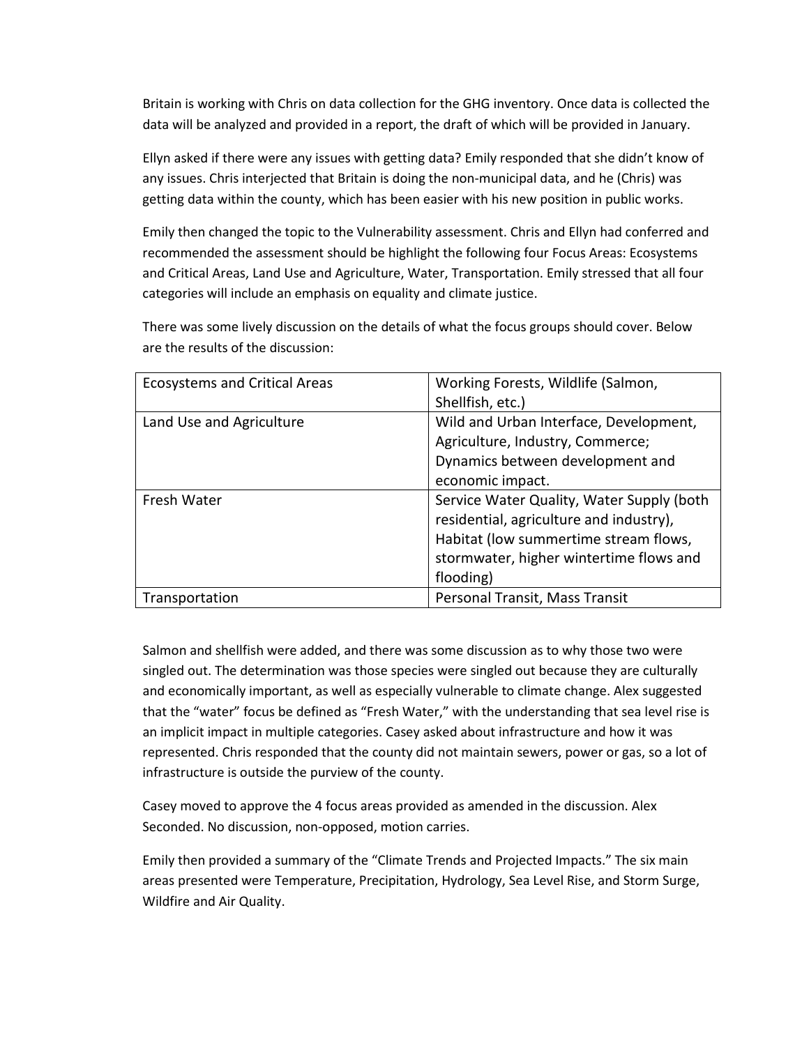Britain is working with Chris on data collection for the GHG inventory. Once data is collected the data will be analyzed and provided in a report, the draft of which will be provided in January.

Ellyn asked if there were any issues with getting data? Emily responded that she didn't know of any issues. Chris interjected that Britain is doing the non-municipal data, and he (Chris) was getting data within the county, which has been easier with his new position in public works.

Emily then changed the topic to the Vulnerability assessment. Chris and Ellyn had conferred and recommended the assessment should be highlight the following four Focus Areas: Ecosystems and Critical Areas, Land Use and Agriculture, Water, Transportation. Emily stressed that all four categories will include an emphasis on equality and climate justice.

There was some lively discussion on the details of what the focus groups should cover. Below are the results of the discussion:

| Ecosystems and Critical Areas | Working Forests, Wildlife (Salmon, Shellfish, etc.) |
|---|---|
| Land Use and Agriculture | Wild and Urban Interface, Development, Agriculture, Industry, Commerce; Dynamics between development and economic impact. |
| Fresh Water | Service Water Quality, Water Supply (both residential, agriculture and industry), Habitat (low summertime stream flows, stormwater, higher wintertime flows and flooding) |
| Transportation | Personal Transit, Mass Transit |

Salmon and shellfish were added, and there was some discussion as to why those two were singled out. The determination was those species were singled out because they are culturally and economically important, as well as especially vulnerable to climate change. Alex suggested that the "water" focus be defined as "Fresh Water," with the understanding that sea level rise is an implicit impact in multiple categories. Casey asked about infrastructure and how it was represented. Chris responded that the county did not maintain sewers, power or gas, so a lot of infrastructure is outside the purview of the county.

Casey moved to approve the 4 focus areas provided as amended in the discussion. Alex Seconded. No discussion, non-opposed, motion carries.

Emily then provided a summary of the "Climate Trends and Projected Impacts." The six main areas presented were Temperature, Precipitation, Hydrology, Sea Level Rise, and Storm Surge, Wildfire and Air Quality.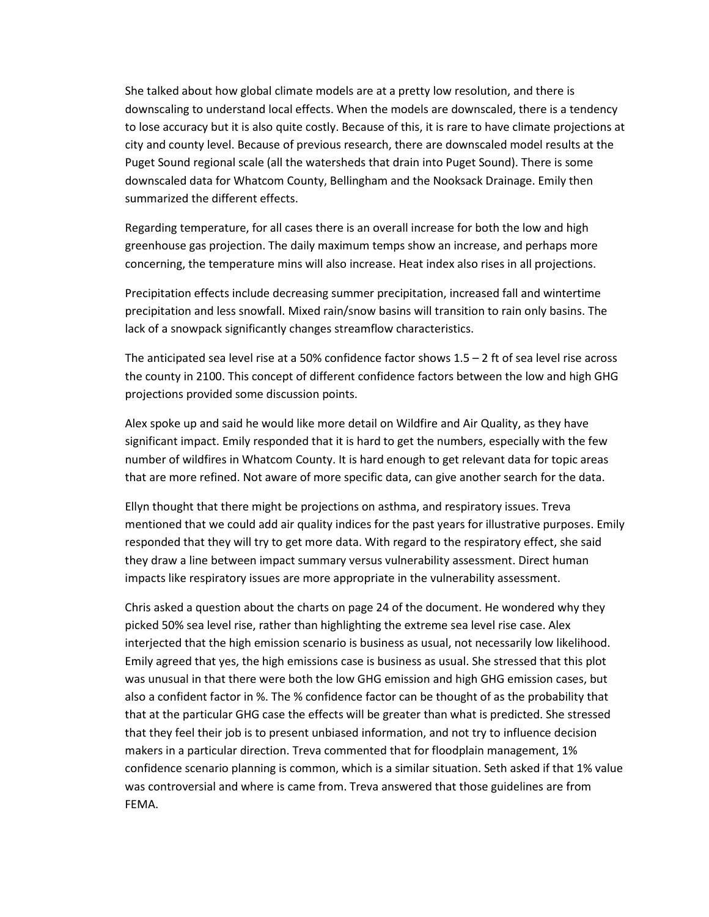She talked about how global climate models are at a pretty low resolution, and there is downscaling to understand local effects. When the models are downscaled, there is a tendency to lose accuracy but it is also quite costly. Because of this, it is rare to have climate projections at city and county level. Because of previous research, there are downscaled model results at the Puget Sound regional scale (all the watersheds that drain into Puget Sound). There is some downscaled data for Whatcom County, Bellingham and the Nooksack Drainage. Emily then summarized the different effects.

Regarding temperature, for all cases there is an overall increase for both the low and high greenhouse gas projection. The daily maximum temps show an increase, and perhaps more concerning, the temperature mins will also increase. Heat index also rises in all projections.

Precipitation effects include decreasing summer precipitation, increased fall and wintertime precipitation and less snowfall. Mixed rain/snow basins will transition to rain only basins. The lack of a snowpack significantly changes streamflow characteristics.

The anticipated sea level rise at a 50% confidence factor shows 1.5 – 2 ft of sea level rise across the county in 2100. This concept of different confidence factors between the low and high GHG projections provided some discussion points.

Alex spoke up and said he would like more detail on Wildfire and Air Quality, as they have significant impact. Emily responded that it is hard to get the numbers, especially with the few number of wildfires in Whatcom County. It is hard enough to get relevant data for topic areas that are more refined. Not aware of more specific data, can give another search for the data.

Ellyn thought that there might be projections on asthma, and respiratory issues. Treva mentioned that we could add air quality indices for the past years for illustrative purposes. Emily responded that they will try to get more data. With regard to the respiratory effect, she said they draw a line between impact summary versus vulnerability assessment. Direct human impacts like respiratory issues are more appropriate in the vulnerability assessment.

Chris asked a question about the charts on page 24 of the document. He wondered why they picked 50% sea level rise, rather than highlighting the extreme sea level rise case. Alex interjected that the high emission scenario is business as usual, not necessarily low likelihood. Emily agreed that yes, the high emissions case is business as usual. She stressed that this plot was unusual in that there were both the low GHG emission and high GHG emission cases, but also a confident factor in %. The % confidence factor can be thought of as the probability that that at the particular GHG case the effects will be greater than what is predicted. She stressed that they feel their job is to present unbiased information, and not try to influence decision makers in a particular direction. Treva commented that for floodplain management, 1% confidence scenario planning is common, which is a similar situation. Seth asked if that 1% value was controversial and where is came from. Treva answered that those guidelines are from FEMA.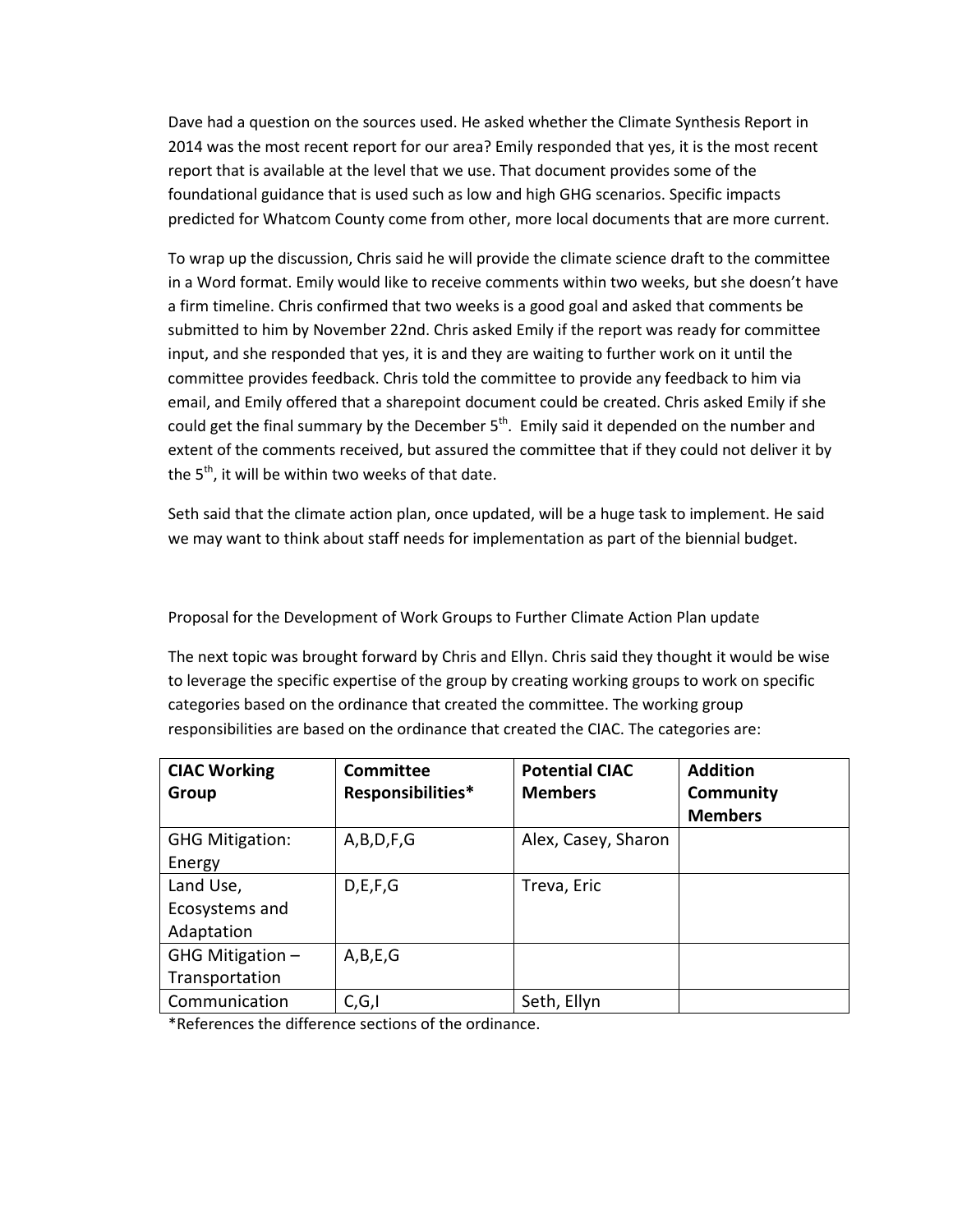Dave had a question on the sources used. He asked whether the Climate Synthesis Report in 2014 was the most recent report for our area? Emily responded that yes, it is the most recent report that is available at the level that we use. That document provides some of the foundational guidance that is used such as low and high GHG scenarios. Specific impacts predicted for Whatcom County come from other, more local documents that are more current.

To wrap up the discussion, Chris said he will provide the climate science draft to the committee in a Word format. Emily would like to receive comments within two weeks, but she doesn't have a firm timeline. Chris confirmed that two weeks is a good goal and asked that comments be submitted to him by November 22nd. Chris asked Emily if the report was ready for committee input, and she responded that yes, it is and they are waiting to further work on it until the committee provides feedback. Chris told the committee to provide any feedback to him via email, and Emily offered that a sharepoint document could be created. Chris asked Emily if she could get the final summary by the December 5th. Emily said it depended on the number and extent of the comments received, but assured the committee that if they could not deliver it by the 5th, it will be within two weeks of that date.

Seth said that the climate action plan, once updated, will be a huge task to implement. He said we may want to think about staff needs for implementation as part of the biennial budget.

Proposal for the Development of Work Groups to Further Climate Action Plan update

The next topic was brought forward by Chris and Ellyn. Chris said they thought it would be wise to leverage the specific expertise of the group by creating working groups to work on specific categories based on the ordinance that created the committee. The working group responsibilities are based on the ordinance that created the CIAC. The categories are:

| **CIAC Working Group** | **Committee Responsibilities*** | **Potential CIAC Members** | **Addition Community Members** |
|---|---|---|---|
| GHG Mitigation: Energy | A,B,D,F,G | Alex, Casey, Sharon | |
| Land Use, Ecosystems and Adaptation | D,E,F,G | Treva, Eric | |
| GHG Mitigation – Transportation | A,B,E,G | | |
| Communication | C,G,I | Seth, Ellyn | |

*References the difference sections of the ordinance.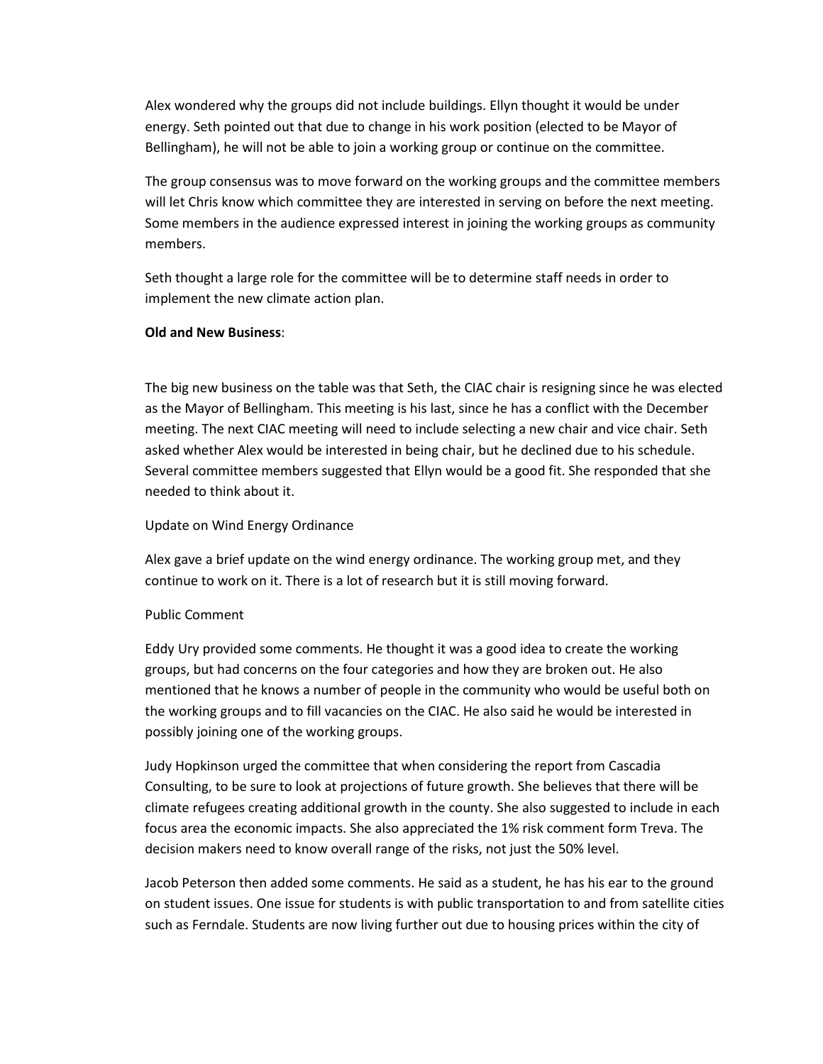Alex wondered why the groups did not include buildings. Ellyn thought it would be under energy. Seth pointed out that due to change in his work position (elected to be Mayor of Bellingham), he will not be able to join a working group or continue on the committee.

The group consensus was to move forward on the working groups and the committee members will let Chris know which committee they are interested in serving on before the next meeting. Some members in the audience expressed interest in joining the working groups as community members.

Seth thought a large role for the committee will be to determine staff needs in order to implement the new climate action plan.

**Old and New Business**:

The big new business on the table was that Seth, the CIAC chair is resigning since he was elected as the Mayor of Bellingham. This meeting is his last, since he has a conflict with the December meeting. The next CIAC meeting will need to include selecting a new chair and vice chair. Seth asked whether Alex would be interested in being chair, but he declined due to his schedule. Several committee members suggested that Ellyn would be a good fit. She responded that she needed to think about it.

Update on Wind Energy Ordinance

Alex gave a brief update on the wind energy ordinance. The working group met, and they continue to work on it. There is a lot of research but it is still moving forward.

Public Comment

Eddy Ury provided some comments. He thought it was a good idea to create the working groups, but had concerns on the four categories and how they are broken out. He also mentioned that he knows a number of people in the community who would be useful both on the working groups and to fill vacancies on the CIAC. He also said he would be interested in possibly joining one of the working groups.

Judy Hopkinson urged the committee that when considering the report from Cascadia Consulting, to be sure to look at projections of future growth. She believes that there will be climate refugees creating additional growth in the county. She also suggested to include in each focus area the economic impacts. She also appreciated the 1% risk comment form Treva. The decision makers need to know overall range of the risks, not just the 50% level.

Jacob Peterson then added some comments. He said as a student, he has his ear to the ground on student issues. One issue for students is with public transportation to and from satellite cities such as Ferndale. Students are now living further out due to housing prices within the city of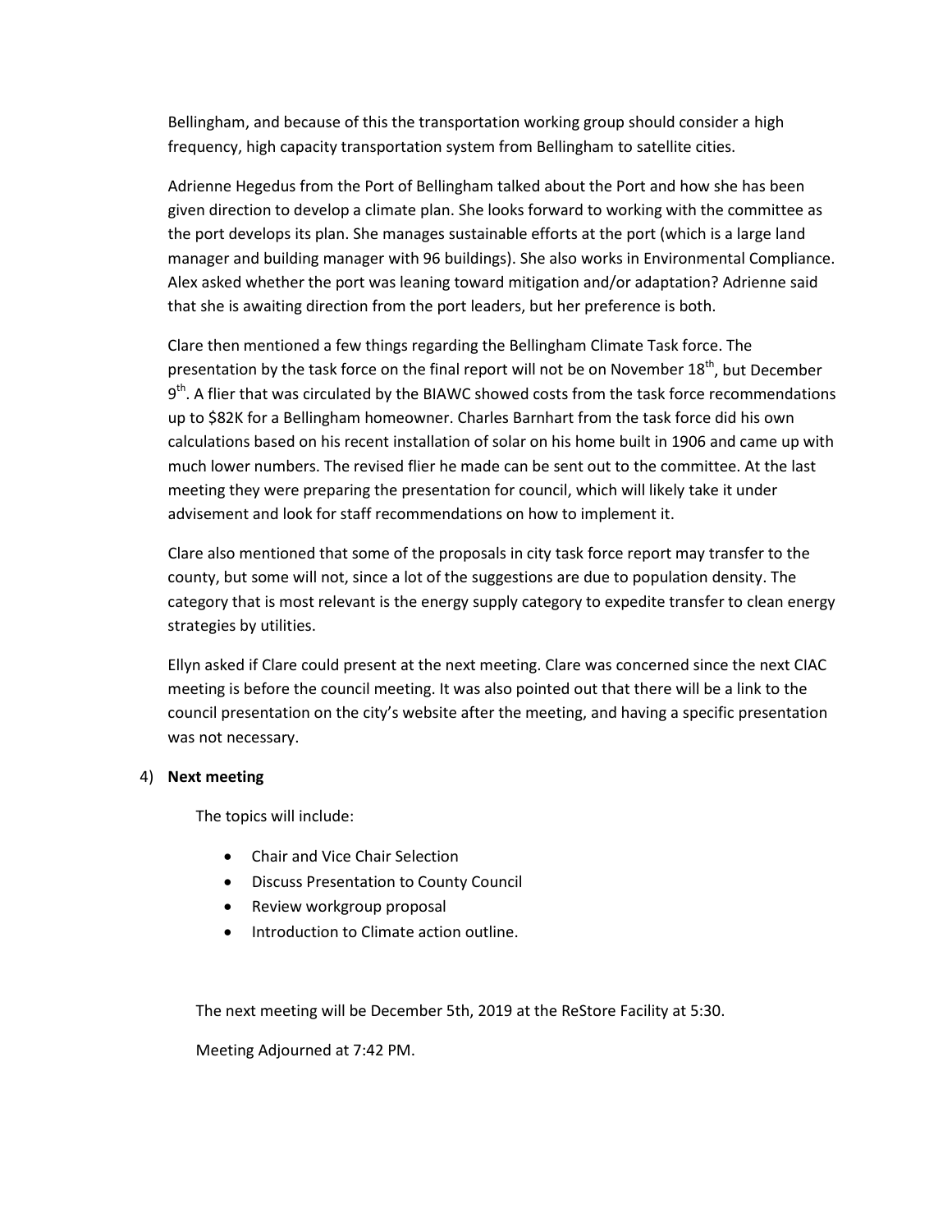Bellingham, and because of this the transportation working group should consider a high frequency, high capacity transportation system from Bellingham to satellite cities.

Adrienne Hegedus from the Port of Bellingham talked about the Port and how she has been given direction to develop a climate plan. She looks forward to working with the committee as the port develops its plan. She manages sustainable efforts at the port (which is a large land manager and building manager with 96 buildings). She also works in Environmental Compliance. Alex asked whether the port was leaning toward mitigation and/or adaptation? Adrienne said that she is awaiting direction from the port leaders, but her preference is both.

Clare then mentioned a few things regarding the Bellingham Climate Task force. The presentation by the task force on the final report will not be on November 18th, but December 9th. A flier that was circulated by the BIAWC showed costs from the task force recommendations up to $82K for a Bellingham homeowner. Charles Barnhart from the task force did his own calculations based on his recent installation of solar on his home built in 1906 and came up with much lower numbers. The revised flier he made can be sent out to the committee. At the last meeting they were preparing the presentation for council, which will likely take it under advisement and look for staff recommendations on how to implement it.

Clare also mentioned that some of the proposals in city task force report may transfer to the county, but some will not, since a lot of the suggestions are due to population density. The category that is most relevant is the energy supply category to expedite transfer to clean energy strategies by utilities.

Ellyn asked if Clare could present at the next meeting. Clare was concerned since the next CIAC meeting is before the council meeting. It was also pointed out that there will be a link to the council presentation on the city's website after the meeting, and having a specific presentation was not necessary.

4) **Next meeting**

The topics will include:

- Chair and Vice Chair Selection
- Discuss Presentation to County Council
- Review workgroup proposal
- Introduction to Climate action outline.

The next meeting will be December 5th, 2019 at the ReStore Facility at 5:30.

Meeting Adjourned at 7:42 PM.